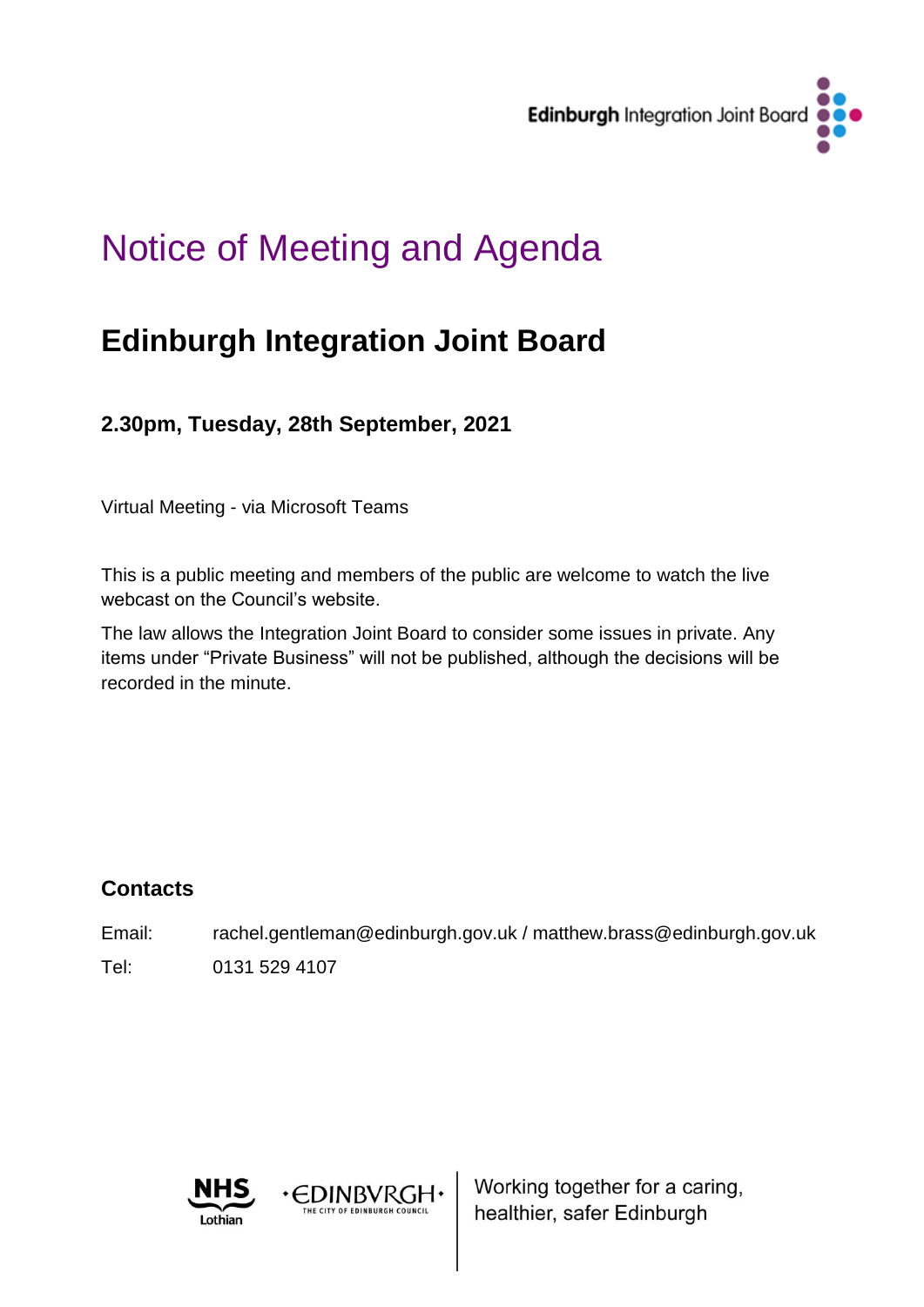Edinburgh Integration Joint Board

# Notice of Meeting and Agenda

## Edinburgh Integration Joint Board

**2.30pm, Tuesday, 28th September, 2021**

Virtual Meeting - via Microsoft Teams

This is a public meeting and members of the public are welcome to watch the live webcast on the Council's website.

The law allows the Integration Joint Board to consider some issues in private. Any items under "Private Business" will not be published, although the decisions will be recorded in the minute.

### Contacts

Email: rachel.gentleman@edinburgh.gov.uk / matthew.brass@edinburgh.gov.uk

Tel: 0131 529 4107

NHS Lothian · EDINBVRGH · THE CITY OF EDINBURGH COUNCIL

Working together for a caring, healthier, safer Edinburgh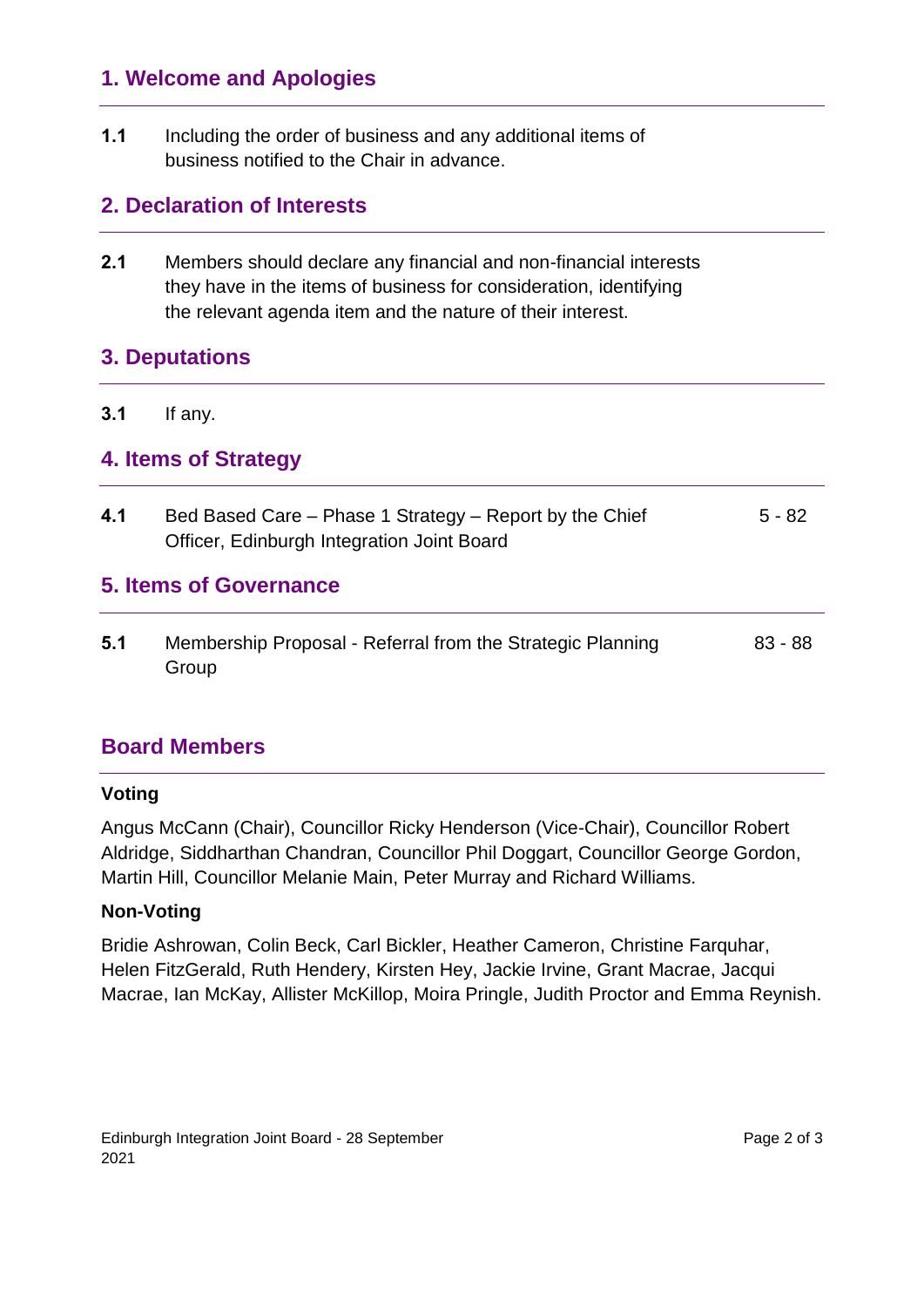## 1. Welcome and Apologies

**1.1** Including the order of business and any additional items of business notified to the Chair in advance.

## 2. Declaration of Interests

**2.1** Members should declare any financial and non-financial interests they have in the items of business for consideration, identifying the relevant agenda item and the nature of their interest.

## 3. Deputations

**3.1** If any.

## 4. Items of Strategy

| | | |
|---|---|---|
| **4.1** | Bed Based Care – Phase 1 Strategy – Report by the Chief Officer, Edinburgh Integration Joint Board | 5 - 82 |

## 5. Items of Governance

| | | |
|---|---|---|
| **5.1** | Membership Proposal - Referral from the Strategic Planning Group | 83 - 88 |

## Board Members

**Voting**

Angus McCann (Chair), Councillor Ricky Henderson (Vice-Chair), Councillor Robert Aldridge, Siddharthan Chandran, Councillor Phil Doggart, Councillor George Gordon, Martin Hill, Councillor Melanie Main, Peter Murray and Richard Williams.

**Non-Voting**

Bridie Ashrowan, Colin Beck, Carl Bickler, Heather Cameron, Christine Farquhar, Helen FitzGerald, Ruth Hendery, Kirsten Hey, Jackie Irvine, Grant Macrae, Jacqui Macrae, Ian McKay, Allister McKillop, Moira Pringle, Judith Proctor and Emma Reynish.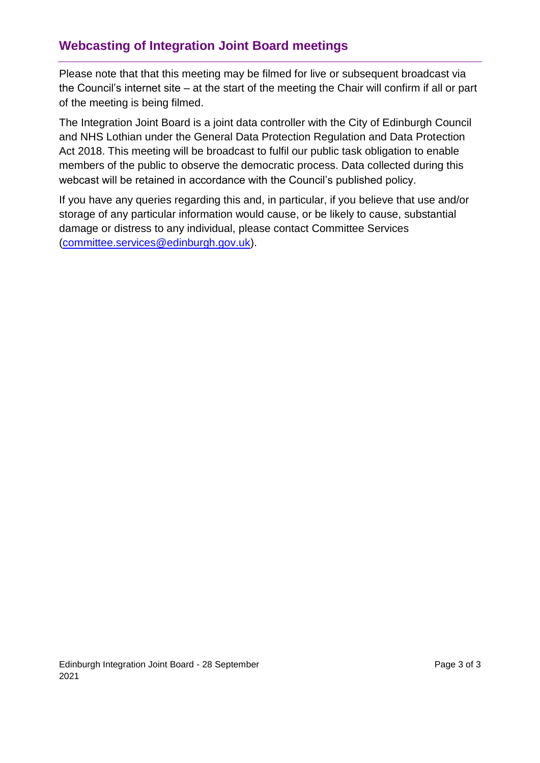## Webcasting of Integration Joint Board meetings

Please note that that this meeting may be filmed for live or subsequent broadcast via the Council's internet site – at the start of the meeting the Chair will confirm if all or part of the meeting is being filmed.

The Integration Joint Board is a joint data controller with the City of Edinburgh Council and NHS Lothian under the General Data Protection Regulation and Data Protection Act 2018. This meeting will be broadcast to fulfil our public task obligation to enable members of the public to observe the democratic process. Data collected during this webcast will be retained in accordance with the Council's published policy.

If you have any queries regarding this and, in particular, if you believe that use and/or storage of any particular information would cause, or be likely to cause, substantial damage or distress to any individual, please contact Committee Services (committee.services@edinburgh.gov.uk).